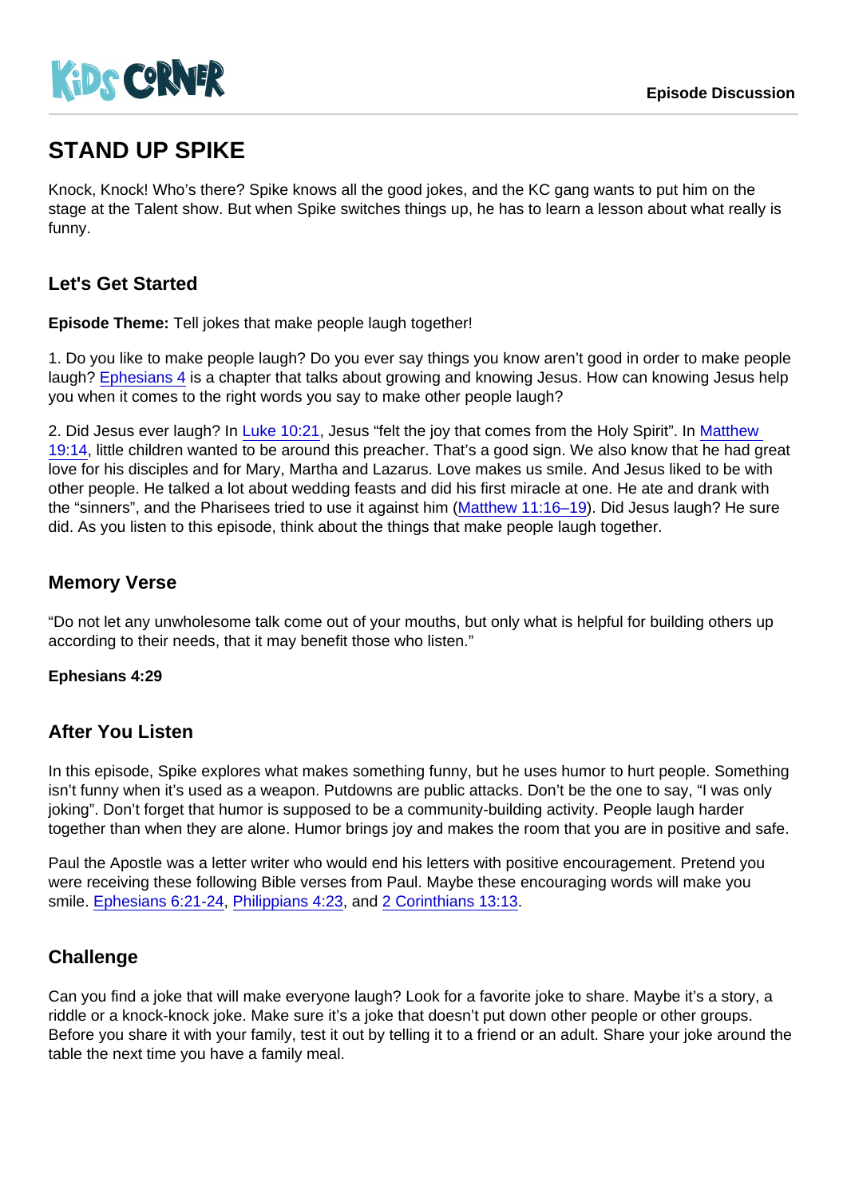Episode Discussion

# STAND UP SPIKE

Knock, Knock! Who's there? Spike knows all the good jokes, and the KC gang wants to put him on the stage at the Talent show. But when Spike switches things up, he has to learn a lesson about what really is funny.

## Let's Get Started

**Episode Theme:** Tell jokes that make people laugh together!

1. Do you like to make people laugh? Do you ever say things you know aren't good in order to make people laugh? Ephesians 4 is a chapter that talks about growing and knowing Jesus. How can knowing Jesus help you when it comes to the right words you say to make other people laugh?

2. Did Jesus ever laugh? In Luke 10:21, Jesus "felt the joy that comes from the Holy Spirit". In Matthew 19:14, little children wanted to be around this preacher. That's a good sign. We also know that he had great love for his disciples and for Mary, Martha and Lazarus. Love makes us smile. And Jesus liked to be with other people. He talked a lot about wedding feasts and did his first miracle at one. He ate and drank with the "sinners", and the Pharisees tried to use it against him (Matthew 11:16–19). Did Jesus laugh? He sure did. As you listen to this episode, think about the things that make people laugh together.

## Memory Verse

"Do not let any unwholesome talk come out of your mouths, but only what is helpful for building others up according to their needs, that it may benefit those who listen."

**Ephesians 4:29**

## After You Listen

In this episode, Spike explores what makes something funny, but he uses humor to hurt people. Something isn't funny when it's used as a weapon. Putdowns are public attacks. Don't be the one to say, "I was only joking". Don't forget that humor is supposed to be a community-building activity. People laugh harder together than when they are alone. Humor brings joy and makes the room that you are in positive and safe.

Paul the Apostle was a letter writer who would end his letters with positive encouragement. Pretend you were receiving these following Bible verses from Paul. Maybe these encouraging words will make you smile. Ephesians 6:21-24, Philippians 4:23, and 2 Corinthians 13:13.

## Challenge

Can you find a joke that will make everyone laugh? Look for a favorite joke to share. Maybe it's a story, a riddle or a knock-knock joke. Make sure it's a joke that doesn't put down other people or other groups. Before you share it with your family, test it out by telling it to a friend or an adult. Share your joke around the table the next time you have a family meal.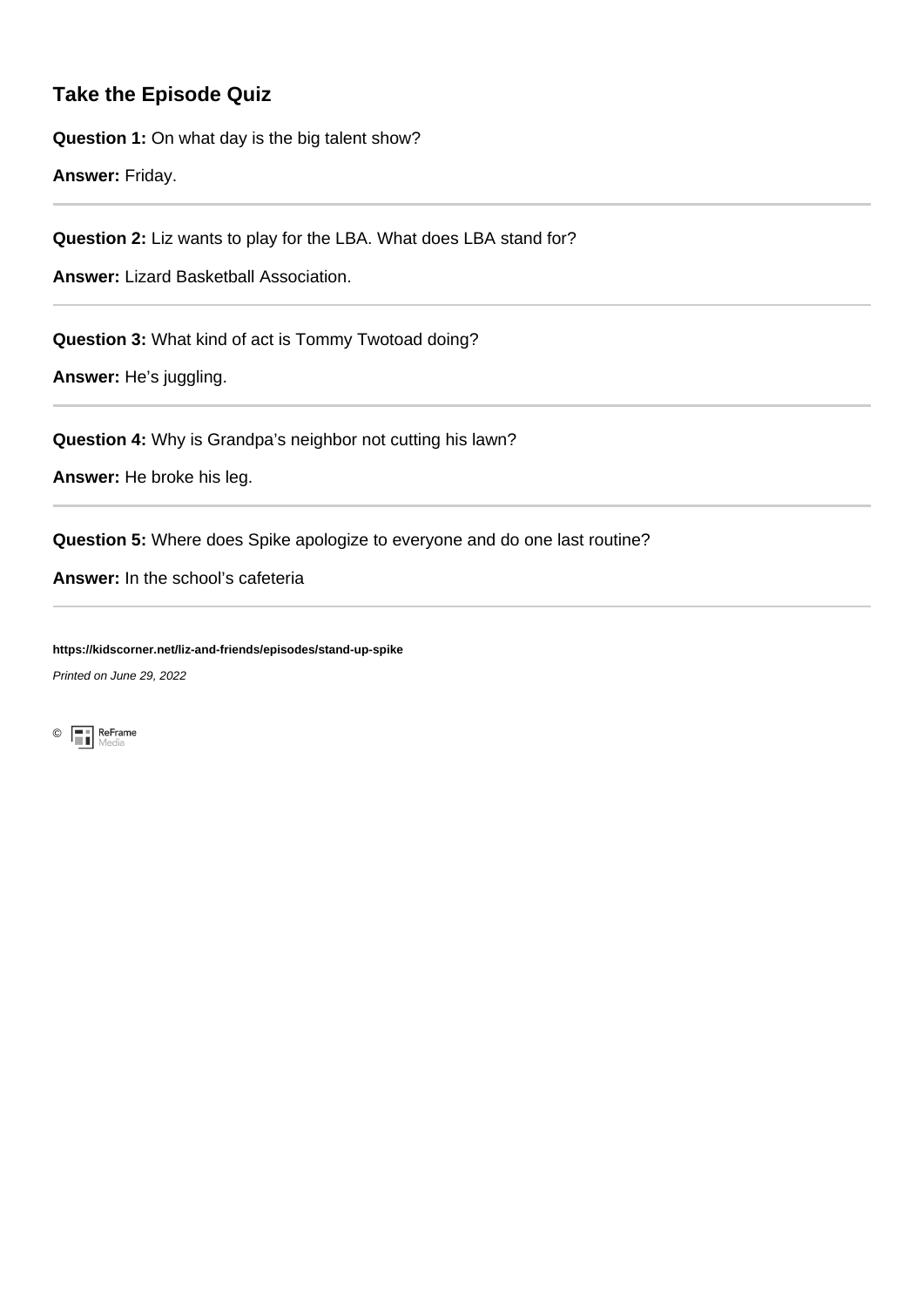## Take the Episode Quiz

**Question 1:** On what day is the big talent show?

**Answer:** Friday.

---

**Question 2:** Liz wants to play for the LBA. What does LBA stand for?

**Answer:** Lizard Basketball Association.

---

**Question 3:** What kind of act is Tommy Twotoad doing?

**Answer:** He's juggling.

---

**Question 4:** Why is Grandpa's neighbor not cutting his lawn?

**Answer:** He broke his leg.

---

**Question 5:** Where does Spike apologize to everyone and do one last routine?

**Answer:** In the school's cafeteria

---

**https://kidscorner.net/liz-and-friends/episodes/stand-up-spike**

*Printed on June 29, 2022*

© ReFrame Media